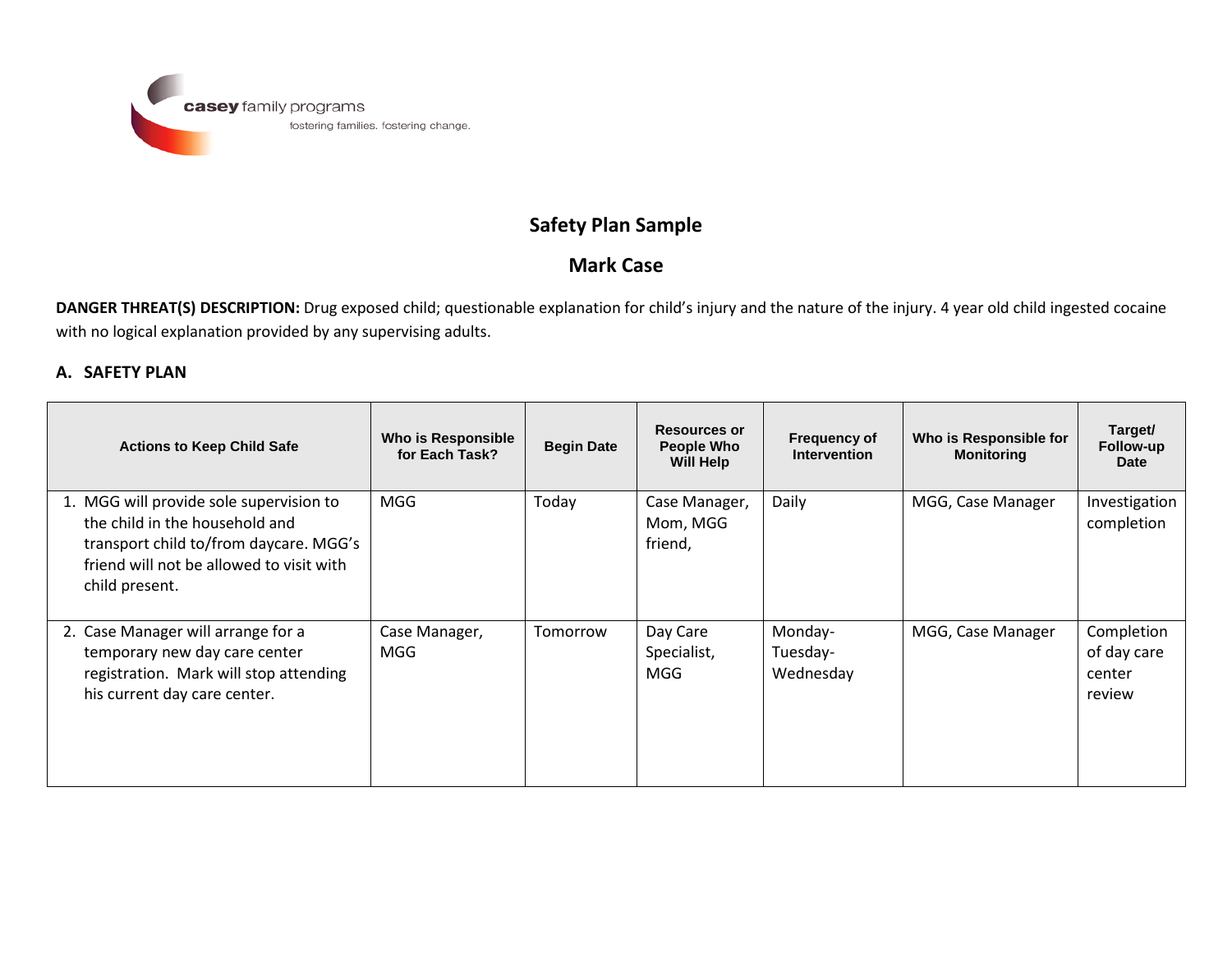casey family programs

fostering families. fostering change.

## Safety Plan Sample

## Mark Case

**DANGER THREAT(S) DESCRIPTION:** Drug exposed child; questionable explanation for child's injury and the nature of the injury. 4 year old child ingested cocaine with no logical explanation provided by any supervising adults.

### A. SAFETY PLAN

| Actions to Keep Child Safe | Who is Responsible for Each Task? | Begin Date | Resources or People Who Will Help | Frequency of Intervention | Who is Responsible for Monitoring | Target/ Follow-up Date |
|---|---|---|---|---|---|---|
| 1. MGG will provide sole supervision to the child in the household and transport child to/from daycare. MGG's friend will not be allowed to visit with child present. | MGG | Today | Case Manager, Mom, MGG friend, | Daily | MGG, Case Manager | Investigation completion |
| 2. Case Manager will arrange for a temporary new day care center registration. Mark will stop attending his current day care center. | Case Manager, MGG | Tomorrow | Day Care Specialist, MGG | Monday-Tuesday-Wednesday | MGG, Case Manager | Completion of day care center review |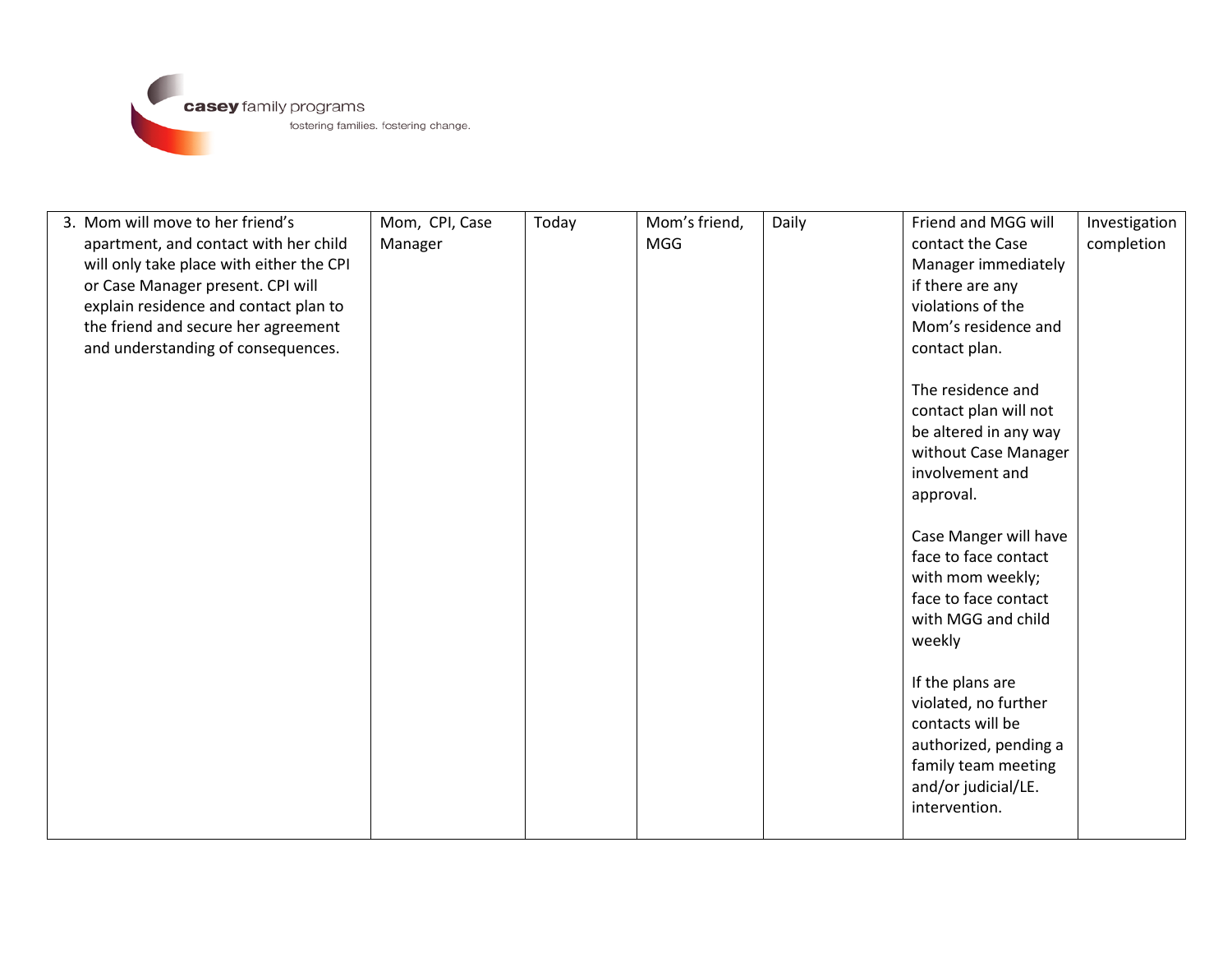| 3. Mom will move to her friend's apartment, and contact with her child will only take place with either the CPI or Case Manager present. CPI will explain residence and contact plan to the friend and secure her agreement and understanding of consequences. | Mom, CPI, Case Manager | Today | Mom's friend, MGG | Daily | Friend and MGG will contact the Case Manager immediately if there are any violations of the Mom's residence and contact plan.<br><br>The residence and contact plan will not be altered in any way without Case Manager involvement and approval.<br><br>Case Manger will have face to face contact with mom weekly; face to face contact with MGG and child weekly<br><br>If the plans are violated, no further contacts will be authorized, pending a family team meeting and/or judicial/LE. intervention. | Investigation completion |
|---|---|---|---|---|---|---|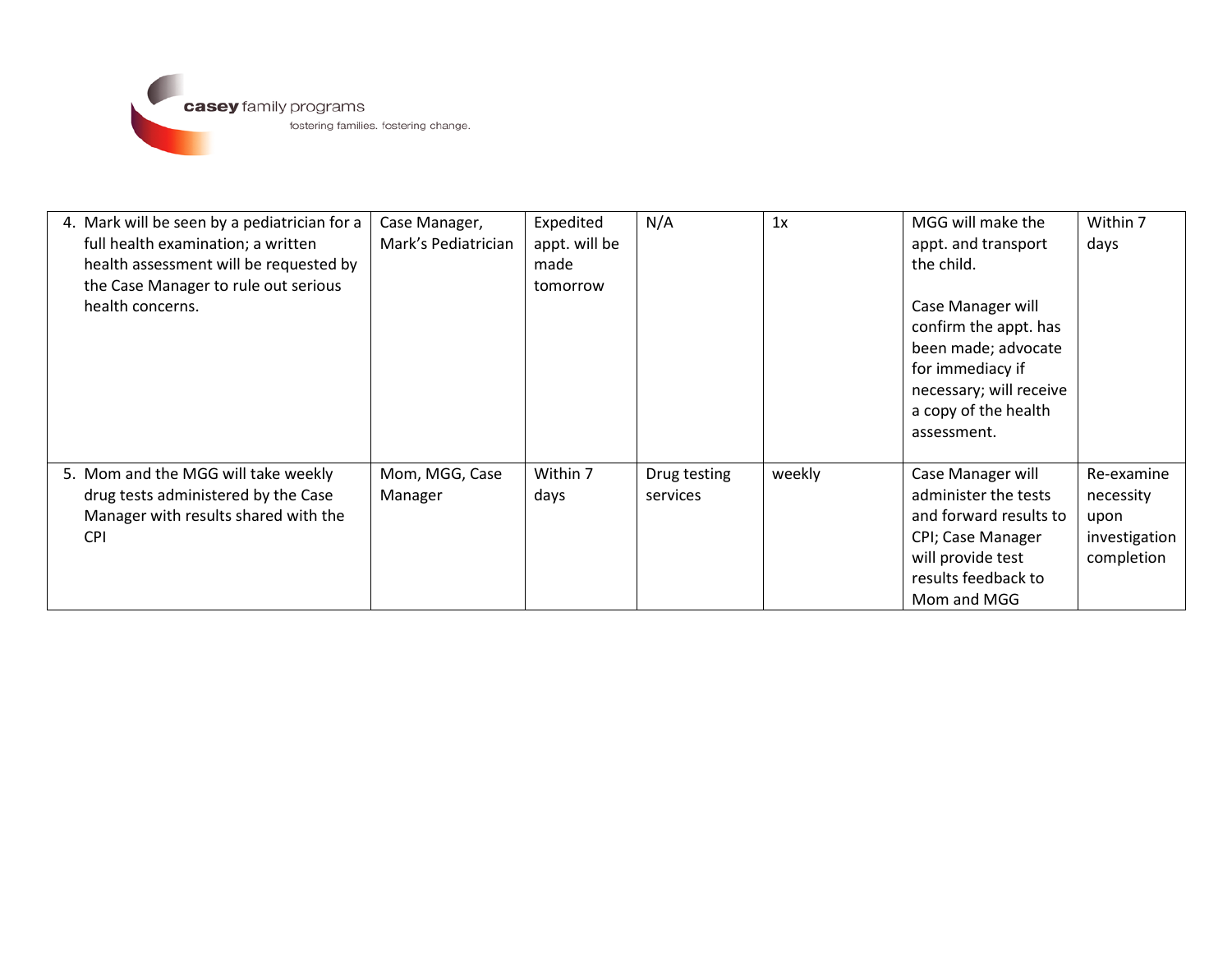| | | | | | | |
|---|---|---|---|---|---|---|
| 4. Mark will be seen by a pediatrician for a full health examination; a written health assessment will be requested by the Case Manager to rule out serious health concerns. | Case Manager, Mark's Pediatrician | Expedited appt. will be made tomorrow | N/A | 1x | MGG will make the appt. and transport the child.<br><br>Case Manager will confirm the appt. has been made; advocate for immediacy if necessary; will receive a copy of the health assessment. | Within 7 days |
| 5. Mom and the MGG will take weekly drug tests administered by the Case Manager with results shared with the CPI | Mom, MGG, Case Manager | Within 7 days | Drug testing services | weekly | Case Manager will administer the tests and forward results to CPI; Case Manager will provide test results feedback to Mom and MGG | Re-examine necessity upon investigation completion |